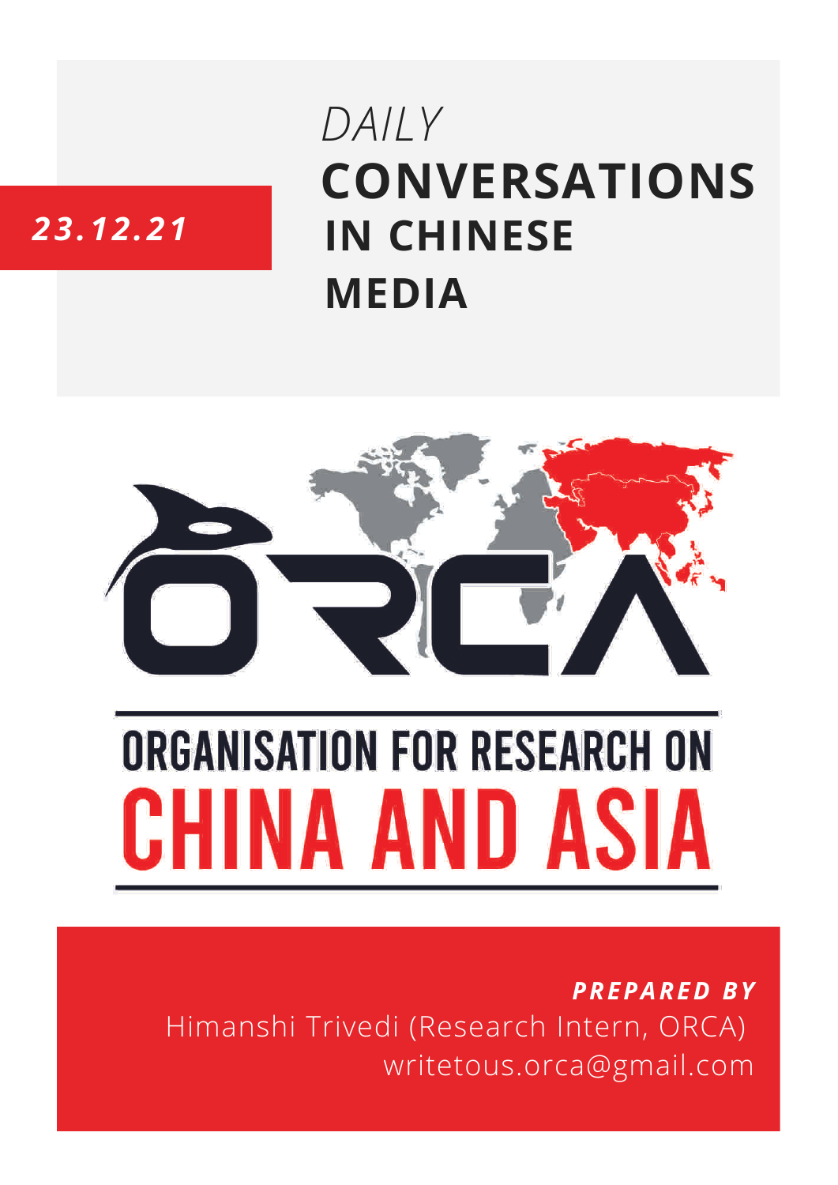*23.12.21*

# *DAILY* **CONVERSATIONS IN CHINESE MEDIA**

ORGANISATION FOR RESEARCH ON CHINA AND ASIA

***PREPARED BY***

Himanshi Trivedi (Research Intern, ORCA)

writetous.orca@gmail.com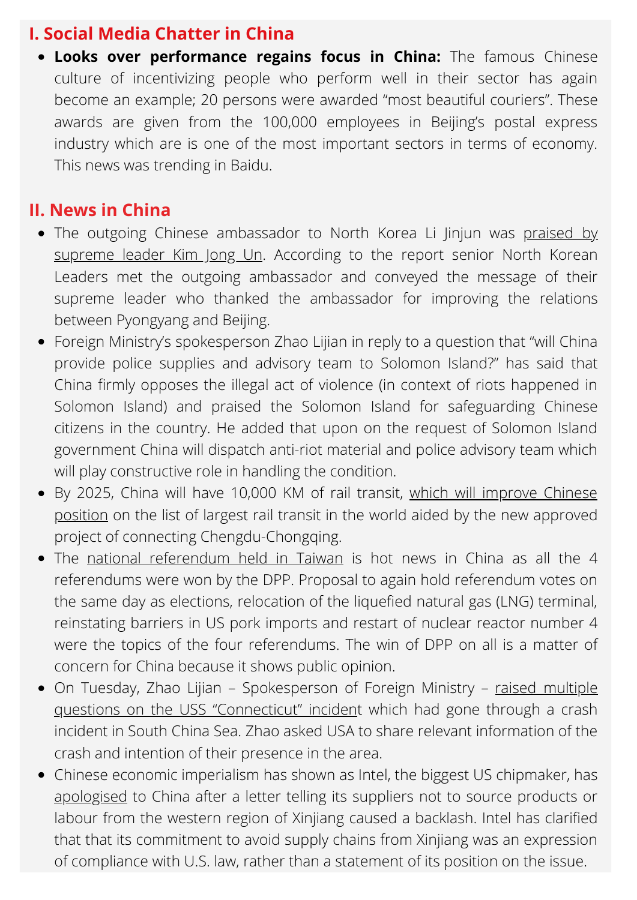## I. Social Media Chatter in China

- **Looks over performance regains focus in China:** The famous Chinese culture of incentivizing people who perform well in their sector has again become an example; 20 persons were awarded "most beautiful couriers". These awards are given from the 100,000 employees in Beijing's postal express industry which are is one of the most important sectors in terms of economy. This news was trending in Baidu.

## II. News in China

- The outgoing Chinese ambassador to North Korea Li Jinjun was praised by supreme leader Kim Jong Un. According to the report senior North Korean Leaders met the outgoing ambassador and conveyed the message of their supreme leader who thanked the ambassador for improving the relations between Pyongyang and Beijing.
- Foreign Ministry's spokesperson Zhao Lijian in reply to a question that "will China provide police supplies and advisory team to Solomon Island?" has said that China firmly opposes the illegal act of violence (in context of riots happened in Solomon Island) and praised the Solomon Island for safeguarding Chinese citizens in the country. He added that upon on the request of Solomon Island government China will dispatch anti-riot material and police advisory team which will play constructive role in handling the condition.
- By 2025, China will have 10,000 KM of rail transit, which will improve Chinese position on the list of largest rail transit in the world aided by the new approved project of connecting Chengdu-Chongqing.
- The national referendum held in Taiwan is hot news in China as all the 4 referendums were won by the DPP. Proposal to again hold referendum votes on the same day as elections, relocation of the liquefied natural gas (LNG) terminal, reinstating barriers in US pork imports and restart of nuclear reactor number 4 were the topics of the four referendums. The win of DPP on all is a matter of concern for China because it shows public opinion.
- On Tuesday, Zhao Lijian – Spokesperson of Foreign Ministry – raised multiple questions on the USS "Connecticut" incident which had gone through a crash incident in South China Sea. Zhao asked USA to share relevant information of the crash and intention of their presence in the area.
- Chinese economic imperialism has shown as Intel, the biggest US chipmaker, has apologised to China after a letter telling its suppliers not to source products or labour from the western region of Xinjiang caused a backlash. Intel has clarified that that its commitment to avoid supply chains from Xinjiang was an expression of compliance with U.S. law, rather than a statement of its position on the issue.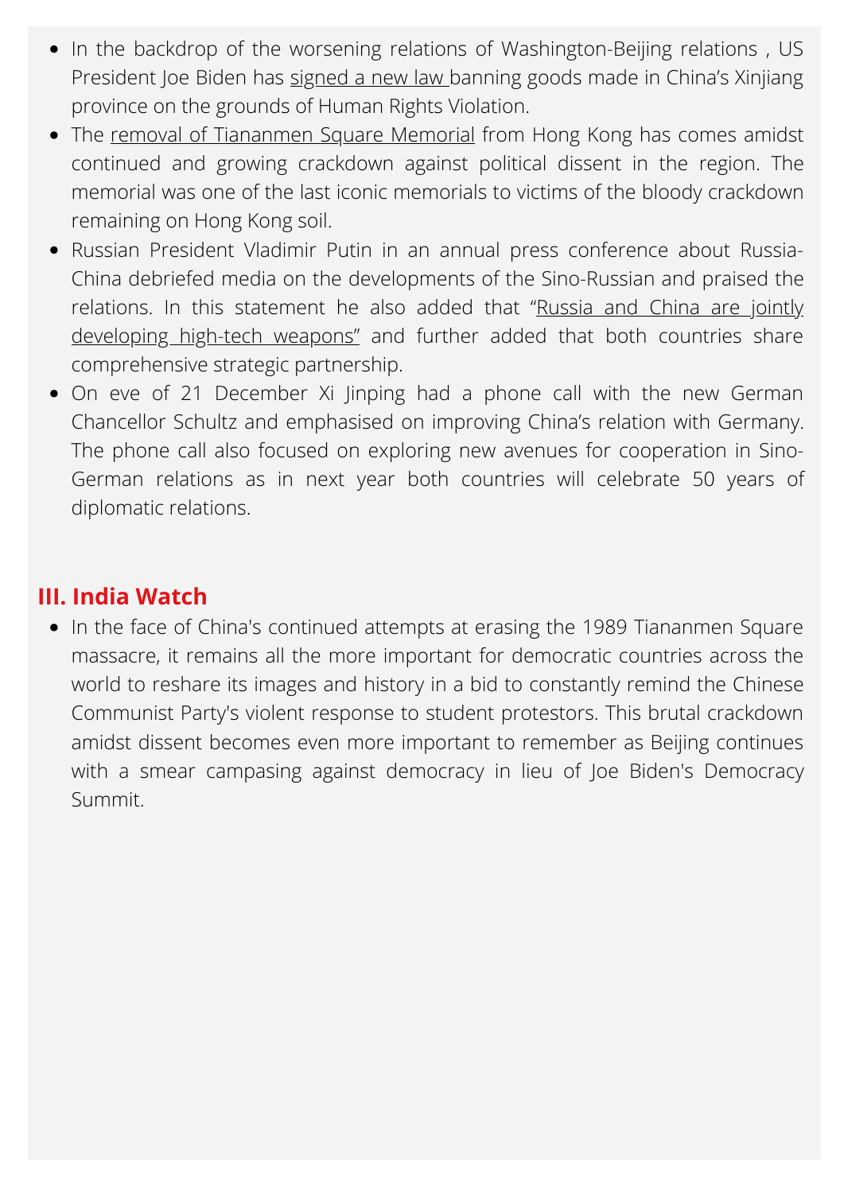- In the backdrop of the worsening relations of Washington-Beijing relations , US President Joe Biden has signed a new law banning goods made in China's Xinjiang province on the grounds of Human Rights Violation.
- The removal of Tiananmen Square Memorial from Hong Kong has comes amidst continued and growing crackdown against political dissent in the region. The memorial was one of the last iconic memorials to victims of the bloody crackdown remaining on Hong Kong soil.
- Russian President Vladimir Putin in an annual press conference about Russia-China debriefed media on the developments of the Sino-Russian and praised the relations. In this statement he also added that "Russia and China are jointly developing high-tech weapons" and further added that both countries share comprehensive strategic partnership.
- On eve of 21 December Xi Jinping had a phone call with the new German Chancellor Schultz and emphasised on improving China's relation with Germany. The phone call also focused on exploring new avenues for cooperation in Sino-German relations as in next year both countries will celebrate 50 years of diplomatic relations.

## III. India Watch

- In the face of China's continued attempts at erasing the 1989 Tiananmen Square massacre, it remains all the more important for democratic countries across the world to reshare its images and history in a bid to constantly remind the Chinese Communist Party's violent response to student protestors. This brutal crackdown amidst dissent becomes even more important to remember as Beijing continues with a smear campasing against democracy in lieu of Joe Biden's Democracy Summit.